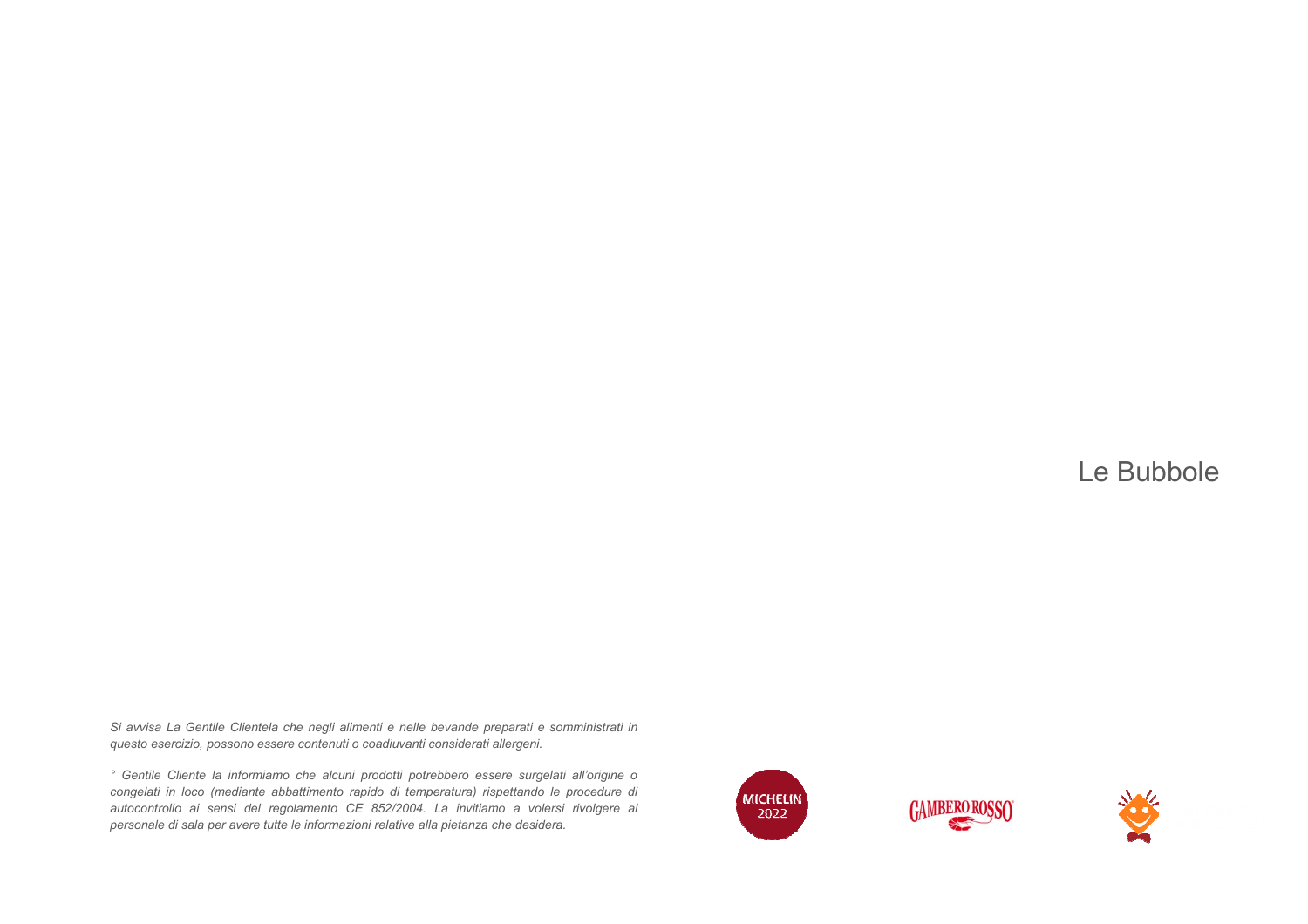# Le Bubbole

*Si avvisa La Gentile Clientela che negli alimenti e nelle bevande preparati e somministrati in questo esercizio, possono essere contenuti o coadiuvanti considerati allergeni.*

*° Gentile Cliente la informiamo che alcuni prodotti potrebbero essere surgelati all'origine o congelati in loco (mediante abbattimento rapido di temperatura) rispettando le procedure di autocontrollo ai sensi del regolamento CE 852/2004. La invitiamo a volersi rivolgere al personale di sala per avere tutte le informazioni relative alla pietanza che desidera.*

MICHELIN 2022

GAMBERO ROSSO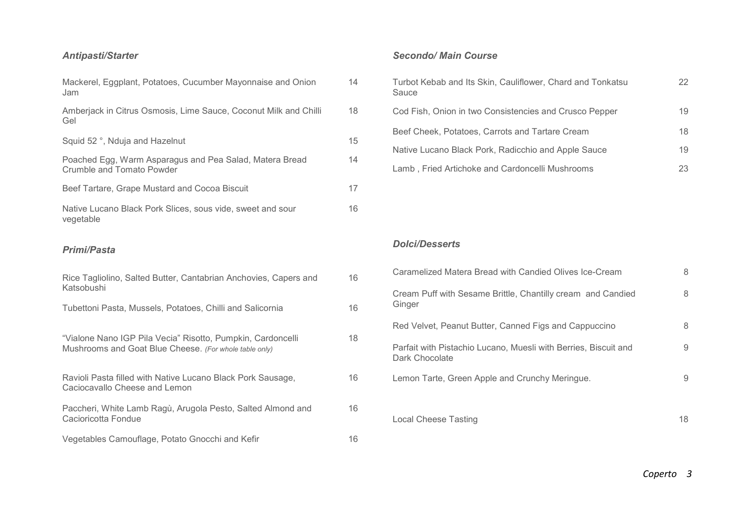### *Antipasti/Starter*

| | |
|---|---|
| Mackerel, Eggplant, Potatoes, Cucumber Mayonnaise and Onion Jam | 14 |
| Amberjack in Citrus Osmosis, Lime Sauce, Coconut Milk and Chilli Gel | 18 |
| Squid 52 °, Nduja and Hazelnut | 15 |
| Poached Egg, Warm Asparagus and Pea Salad, Matera Bread Crumble and Tomato Powder | 14 |
| Beef Tartare, Grape Mustard and Cocoa Biscuit | 17 |
| Native Lucano Black Pork Slices, sous vide, sweet and sour vegetable | 16 |

### *Primi/Pasta*

| | |
|---|---|
| Rice Tagliolino, Salted Butter, Cantabrian Anchovies, Capers and Katsobushi | 16 |
| Tubettoni Pasta, Mussels, Potatoes, Chilli and Salicornia | 16 |
| "Vialone Nano IGP Pila Vecia" Risotto, Pumpkin, Cardoncelli Mushrooms and Goat Blue Cheese. *(For whole table only)* | 18 |
| Ravioli Pasta filled with Native Lucano Black Pork Sausage, Caciocavallo Cheese and Lemon | 16 |
| Paccheri, White Lamb Ragù, Arugola Pesto, Salted Almond and Cacioricotta Fondue | 16 |
| Vegetables Camouflage, Potato Gnocchi and Kefir | 16 |

### *Secondo/ Main Course*

| | |
|---|---|
| Turbot Kebab and Its Skin, Cauliflower, Chard and Tonkatsu Sauce | 22 |
| Cod Fish, Onion in two Consistencies and Crusco Pepper | 19 |
| Beef Cheek, Potatoes, Carrots and Tartare Cream | 18 |
| Native Lucano Black Pork, Radicchio and Apple Sauce | 19 |
| Lamb , Fried Artichoke and Cardoncelli Mushrooms | 23 |

### *Dolci/Desserts*

| | |
|---|---|
| Caramelized Matera Bread with Candied Olives Ice-Cream | 8 |
| Cream Puff with Sesame Brittle, Chantilly cream and Candied Ginger | 8 |
| Red Velvet, Peanut Butter, Canned Figs and Cappuccino | 8 |
| Parfait with Pistachio Lucano, Muesli with Berries, Biscuit and Dark Chocolate | 9 |
| Lemon Tarte, Green Apple and Crunchy Meringue. | 9 |
| Local Cheese Tasting | 18 |

*Coperto 3*